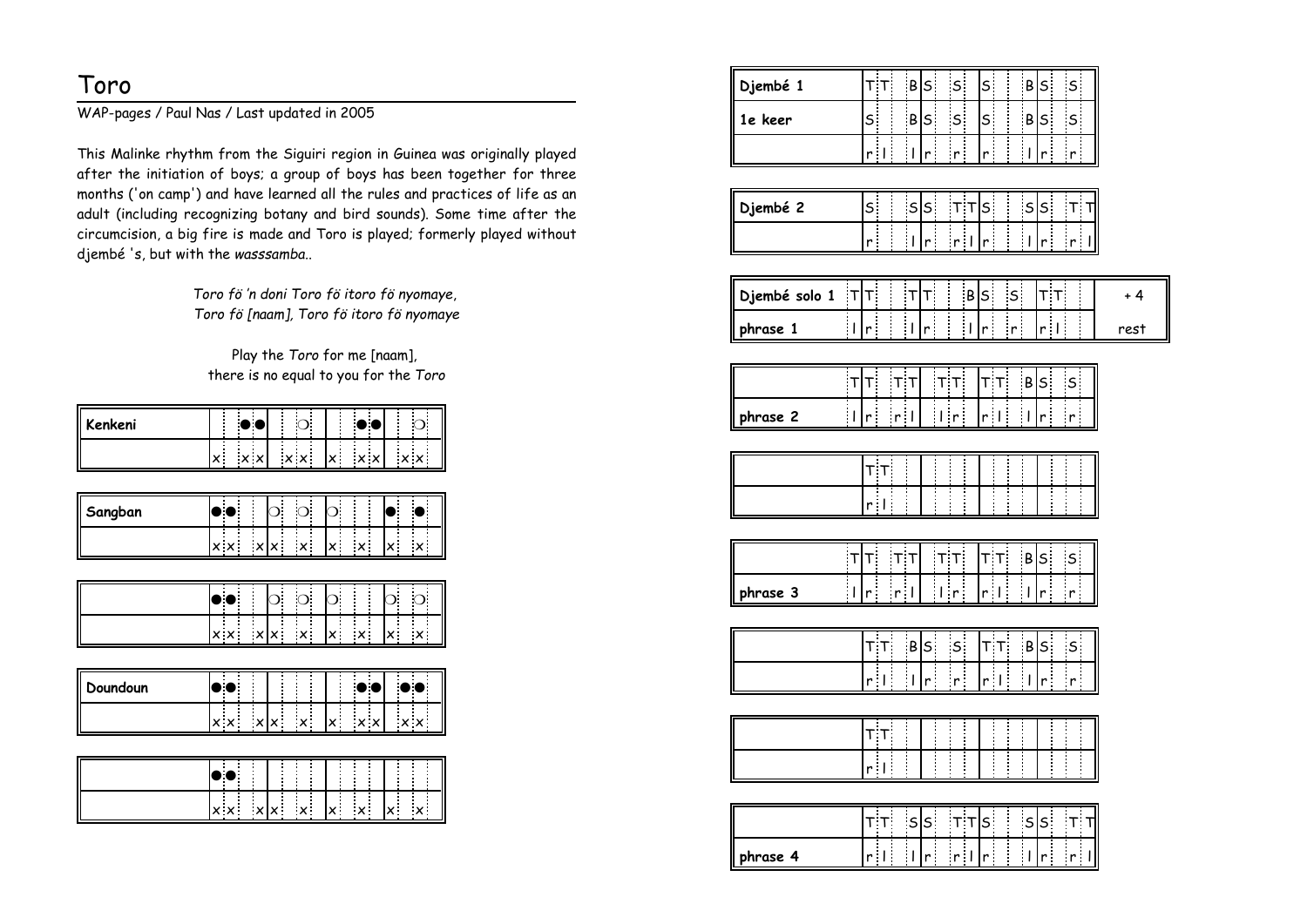# Toro

WAP-pages / Paul Nas / Last updated in 2005

This Malinke rhythm from the Siguiri region in Guinea was originally played after the initiation of boys; a group of boys has been together for three months ('on camp') and have learned all the rules and practices of life as an adult (including recognizing botany and bird sounds). Some time after the circumcision, a big fire is made and Toro is played; formerly played without djembé 's, but with the *wasssamba*..

*Toro fö 'n doni Toro fö itoro fö nyomaye,*
*Toro fö [naam], Toro fö itoro fö nyomaye*

Play the *Toro* for me [naam],
there is no equal to you for the *Toro*

| | | | | | | | | | | | | | | | | |
|---|---|---|---|---|---|---|---|---|---|---|---|---|---|---|---|---|
| **Kenkeni** | | | ● | ● | | | ○ | | | | ● | ● | | | ○ | |
| | x | | x | x | | x | x | | x | | x | x | | x | x | |

| | | | | | | | | | | | | | | | | |
|---|---|---|---|---|---|---|---|---|---|---|---|---|---|---|---|---|
| **Sangban** | ● | ● | | | ○ | | ○ | | ○ | | | | ● | | ● | |
| | x | x | | x | x | | x | | x | | x | | x | | x | |

| | | | | | | | | | | | | | | | | |
|---|---|---|---|---|---|---|---|---|---|---|---|---|---|---|---|---|
| | ● | ● | | | ○ | | ○ | | ○ | | | | ○ | | ○ | |
| | x | x | | x | x | | x | | x | | x | | x | | x | |

| | | | | | | | | | | | | | | | | |
|---|---|---|---|---|---|---|---|---|---|---|---|---|---|---|---|---|
| **Doundoun** | ● | ● | | | | | | | | | ● | ● | | ● | ● | |
| | x | x | | x | x | | x | | x | | x | x | | x | x | |

| | | | | | | | | | | | | | | | | |
|---|---|---|---|---|---|---|---|---|---|---|---|---|---|---|---|---|
| | ● | ● | | | | | | | | | | | | | | |
| | x | x | | x | x | | x | | x | | x | | x | | x | |

| | | | | | | | | | | | | | | | | |
|---|---|---|---|---|---|---|---|---|---|---|---|---|---|---|---|---|
| **Djembé 1** | T | T | | B | S | | S | | S | | | B | S | | S | |
| **1e keer** | S | | | B | S | | S | | S | | | B | S | | S | |
| | r | l | | l | r | | r | | r | | | l | r | | r | |

| | | | | | | | | | | | | | | | | |
|---|---|---|---|---|---|---|---|---|---|---|---|---|---|---|---|---|
| **Djembé 2** | S | | | S | S | | T | T | S | | | S | S | | T | T |
| | r | | | l | r | | r | l | r | | | l | r | | r | l |

| | | | | | | | | | | | | | | | | | |
|---|---|---|---|---|---|---|---|---|---|---|---|---|---|---|---|---|---|
| **Djembé solo 1** | T | T | | | T | T | | | B | S | | S | T | T | | | + 4 |
| **phrase 1** | l | r | | | l | r | | | l | r | | r | r | l | | | rest |

| | | | | | | | | | | | | | | | | |
|---|---|---|---|---|---|---|---|---|---|---|---|---|---|---|---|---|
| | T | T | | T | T | | T | T | T | T | | B | S | | S | |
| **phrase 2** | l | r | | r | l | | l | r | r | l | | l | r | | r | |

| | | | | | | | | | | | | | | | | |
|---|---|---|---|---|---|---|---|---|---|---|---|---|---|---|---|---|
| | T | T | | | | | | | | | | | | | | |
| | r | l | | | | | | | | | | | | | | |

| | | | | | | | | | | | | | | | | |
|---|---|---|---|---|---|---|---|---|---|---|---|---|---|---|---|---|
| | T | T | | T | T | | T | T | T | T | | B | S | | S | |
| **phrase 3** | l | r | | r | l | | l | r | r | l | | l | r | | r | |

| | | | | | | | | | | | | | | | | |
|---|---|---|---|---|---|---|---|---|---|---|---|---|---|---|---|---|
| | T | T | | B | S | | S | | T | T | | B | S | | S | |
| | r | l | | l | r | | r | | r | l | | l | r | | r | |

| | | | | | | | | | | | | | | | | |
|---|---|---|---|---|---|---|---|---|---|---|---|---|---|---|---|---|
| | T | T | | | | | | | | | | | | | | |
| | r | l | | | | | | | | | | | | | | |

| | | | | | | | | | | | | | | | | |
|---|---|---|---|---|---|---|---|---|---|---|---|---|---|---|---|---|
| | T | T | | S | S | | T | T | S | | | S | S | | T | T |
| **phrase 4** | r | l | | l | r | | r | l | r | | | l | r | | r | l |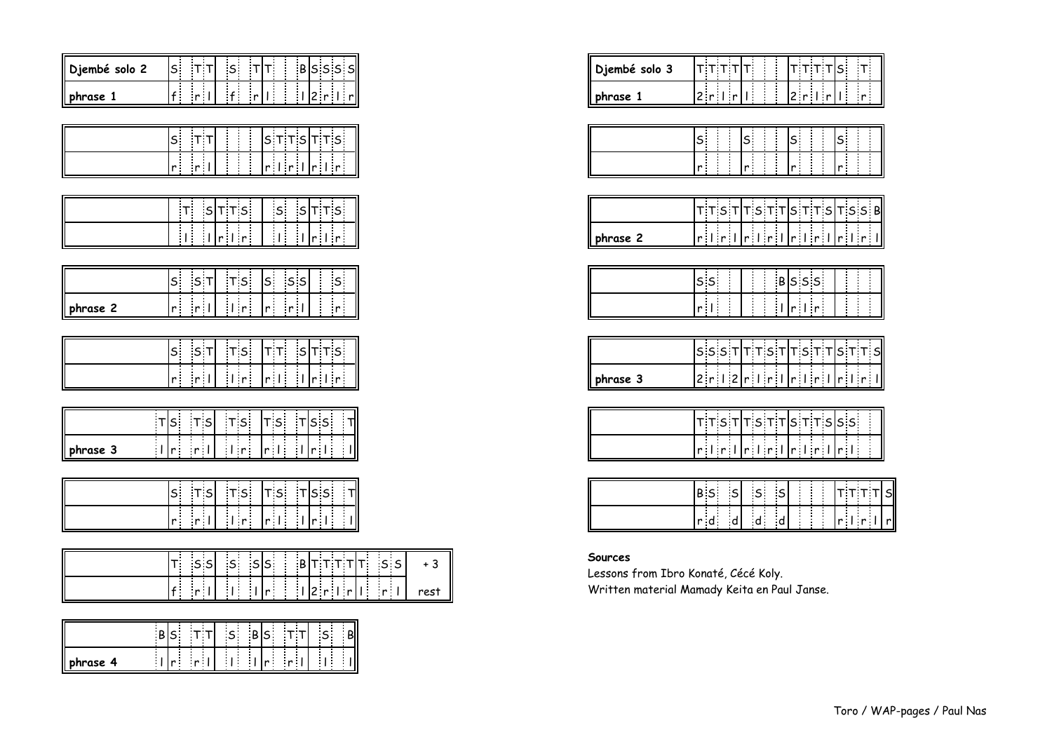| Djembé solo 2 | S | | T | T | | S | | T | T | | | B | S | S | S | S |
|---|---|---|---|---|---|---|---|---|---|---|---|---|---|---|---|---|
| phrase 1 | f | | r | l | | f | | r | l | | | l | 2 | r | l | r |

| | | | | | | | | | | | | | | | | |
|---|---|---|---|---|---|---|---|---|---|---|---|---|---|---|---|---|
| | S | | T | T | | | | | S | T | T | S | T | T | S | |
| | r | | r | l | | | | | r | l | r | l | r | l | r | |

| | | | | | | | | | | | | | | | | |
|---|---|---|---|---|---|---|---|---|---|---|---|---|---|---|---|---|
| | | T | | S | T | T | S | | | S | | S | T | T | S | |
| | | l | | l | r | l | r | | | l | | l | r | l | r | |

| | | | | | | | | | | | | | | | | |
|---|---|---|---|---|---|---|---|---|---|---|---|---|---|---|---|---|
| | S | | S | T | | T | S | | S | | S | S | | | S | |
| phrase 2 | r | | r | l | | l | r | | r | | r | l | | | r | |

| | | | | | | | | | | | | | | | | |
|---|---|---|---|---|---|---|---|---|---|---|---|---|---|---|---|---|
| | S | | S | T | | T | S | | T | T | | S | T | T | S | |
| | r | | r | l | | l | r | | r | l | | l | r | l | r | |

| | | | | | | | | | | | | | | | | | |
|---|---|---|---|---|---|---|---|---|---|---|---|---|---|---|---|---|---|
| | T | S | | T | S | | T | S | | T | S | | T | S | S | | T |
| phrase 3 | l | r | | r | l | | l | r | | r | l | | l | r | l | | l |

| | | | | | | | | | | | | | | | | |
|---|---|---|---|---|---|---|---|---|---|---|---|---|---|---|---|---|
| | S | | T | S | | T | S | | T | S | | T | S | S | | T |
| | r | | r | l | | l | r | | r | l | | l | r | l | | l |

| | | | | | | | | | | | | | | | | | | | | |
|---|---|---|---|---|---|---|---|---|---|---|---|---|---|---|---|---|---|---|---|---|
| | T | | S | S | | S | | S | S | | | B | T | T | T | T | T | | S | S | + 3 |
| | f | | r | l | | l | | l | r | | | l | 2 | r | l | r | l | | r | l | rest |

| | | | | | | | | | | | | | | | | | |
|---|---|---|---|---|---|---|---|---|---|---|---|---|---|---|---|---|---|
| | B | S | | T | T | | S | | B | S | | T | T | | S | | B |
| phrase 4 | l | r | | r | l | | l | | l | r | | r | l | | l | | l |

| Djembé solo 3 | T | T | T | T | T | | | | T | T | T | T | S | | T | |
|---|---|---|---|---|---|---|---|---|---|---|---|---|---|---|---|---|
| phrase 1 | 2 | r | l | r | l | | | | 2 | r | l | r | l | | r | |

| | | | | | | | | | | | | | | | | |
|---|---|---|---|---|---|---|---|---|---|---|---|---|---|---|---|---|
| | S | | | | S | | | | S | | | | S | | | |
| | r | | | | r | | | | r | | | | r | | | |

| | | | | | | | | | | | | | | | | |
|---|---|---|---|---|---|---|---|---|---|---|---|---|---|---|---|---|
| | T | T | S | T | T | S | T | T | S | T | T | S | T | S | S | B |
| phrase 2 | r | l | r | l | r | l | r | l | r | l | r | l | r | l | r | l |

| | | | | | | | | | | | | | | | | |
|---|---|---|---|---|---|---|---|---|---|---|---|---|---|---|---|---|
| | S | S | | | | | | B | S | S | S | | | | | |
| | r | l | | | | | | l | r | l | r | | | | | |

| | | | | | | | | | | | | | | | | |
|---|---|---|---|---|---|---|---|---|---|---|---|---|---|---|---|---|
| | S | S | S | T | T | T | S | T | T | S | T | T | S | T | T | S |
| phrase 3 | 2 | r | l | 2 | r | l | r | l | r | l | r | l | r | l | r | l |

| | | | | | | | | | | | | | | | | |
|---|---|---|---|---|---|---|---|---|---|---|---|---|---|---|---|---|
| | T | T | S | T | T | S | T | T | S | T | T | S | S | S | | |
| | r | l | r | l | r | l | r | l | r | l | r | l | r | l | | |

| | | | | | | | | | | | | | | | | | |
|---|---|---|---|---|---|---|---|---|---|---|---|---|---|---|---|---|---|
| | B | S | | S | | S | | S | | | | | T | T | T | T | S |
| | r | d | | d | | d | | d | | | | | r | l | r | l | r |

**Sources**

Lessons from Ibro Konaté, Cécé Koly.
Written material Mamady Keita en Paul Janse.